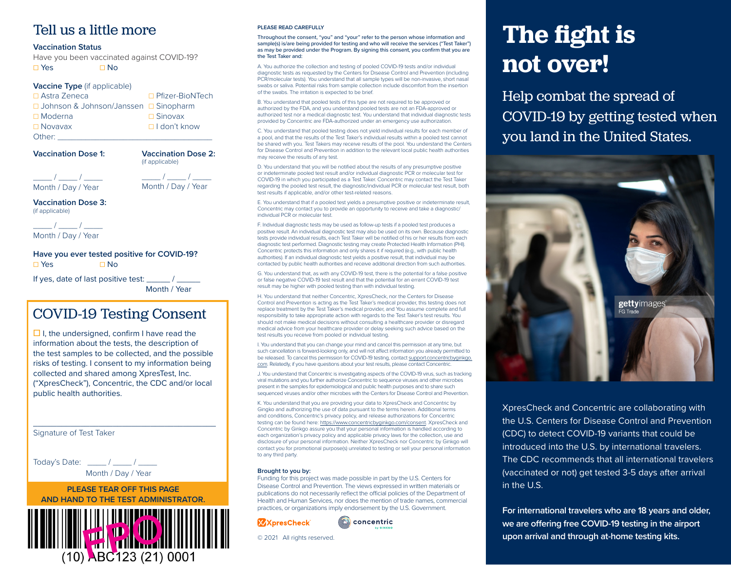## Tell us a little more

### Vaccination Status

Have you been vaccinated against COVID-19?

☐ Yes ☐ No

**Vaccine Type** (if applicable)

☐ Astra Zeneca
☐ Johnson & Johnson/Janssen
☐ Moderna
☐ Novavax
☐ Pfizer-BioNTech
☐ Sinopharm
☐ Sinovax
☐ I don't know

Other: ___________________________________

**Vaccination Dose 1:**

____ / ____ / ____
Month / Day / Year

**Vaccination Dose 2:**
(if applicable)

____ / ____ / ____
Month / Day / Year

**Vaccination Dose 3:**
(if applicable)

____ / ____ / ____
Month / Day / Year

**Have you ever tested positive for COVID-19?**

☐ Yes ☐ No

If yes, date of last positive test: _____ / _____
Month / Year

## COVID-19 Testing Consent

☐ I, the undersigned, confirm I have read the information about the tests, the description of the test samples to be collected, and the possible risks of testing. I consent to my information being collected and shared among XpresTest, Inc. ("XpresCheck"), Concentric, the CDC and/or local public health authorities.

___________________________________
Signature of Test Taker

Today's Date: ____ / ____ / ____
Month / Day / Year

**PLEASE TEAR OFF THIS PAGE AND HAND TO THE TEST ADMINISTRATOR.**

FPO
(10) ABC123 (21) 0001

**PLEASE READ CAREFULLY**

Throughout the consent, "you" and "your" refer to the person whose information and sample(s) is/are being provided for testing and who will receive the services ("Test Taker") as may be provided under the Program. By signing this consent, you confirm that you are the Test Taker and:

A. You authorize the collection and testing of pooled COVID-19 tests and/or individual diagnostic tests as requested by the Centers for Disease Control and Prevention (including PCR/molecular tests). You understand that all sample types will be non-invasive, short nasal swabs or saliva. Potential risks from sample collection include discomfort from the insertion of the swabs. The irritation is expected to be brief.

B. You understand that pooled tests of this type are not required to be approved or authorized by the FDA, and you understand pooled tests are not an FDA-approved or authorized test nor a medical diagnostic test. You understand that individual diagnostic tests provided by Concentric are FDA-authorized under an emergency use authorization.

C. You understand that pooled testing does not yield individual results for each member of a pool, and that the results of the Test Taker's individual results within a pooled test cannot be shared with you. Test Takers may receive results of the pool. You understand the Centers for Disease Control and Prevention in addition to the relevant local public health authorities may receive the results of any test.

D. You understand that you will be notified about the results of any presumptive positive or indeterminate pooled test result and/or individual diagnostic PCR or molecular test for COVID-19 in which you participated as a Test Taker. Concentric may contact the Test Taker regarding the pooled test result, the diagnostic/individual PCR or molecular test result, both test results if applicable, and/or other test-related reasons.

E. You understand that if a pooled test yields a presumptive positive or indeterminate result, Concentric may contact you to provide an opportunity to receive and take a diagnostic/individual PCR or molecular test.

F. Individual diagnostic tests may be used as follow-up tests if a pooled test produces a positive result. An individual diagnostic test may also be used on its own. Because diagnostic tests provide individual results, each Test Taker will be notified of his or her results from each diagnostic test performed. Diagnostic testing may create Protected Health Information (PHI). Concentric protects this information and only shares it if required (e.g., with public health authorities). If an individual diagnostic test yields a positive result, that individual may be contacted by public health authorities and receive additional direction from such authorities.

G. You understand that, as with any COVID-19 test, there is the potential for a false positive or false negative COVID-19 test result and that the potential for an errant COVID-19 test result may be higher with pooled testing than with individual testing.

H. You understand that neither Concentric, XpresCheck, nor the Centers for Disease Control and Prevention is acting as the Test Taker's medical provider, this testing does not replace treatment by the Test Taker's medical provider, and You assume complete and full responsibility to take appropriate action with regards to the Test Taker's test results. You should not make medical decisions without consulting a healthcare provider or disregard medical advice from your healthcare provider or delay seeking such advice based on the test results you receive from pooled or individual testing.

I. You understand that you can change your mind and cancel this permission at any time, but such cancellation is forward-looking only, and will not affect information you already permitted to be released. To cancel this permission for COVID-19 testing, contact support.concentricbyginkgo.com. Relatedly, if you have questions about your test results, please contact Concentric.

J. You understand that Concentric is investigating aspects of the COVID-19 virus, such as tracking viral mutations and you further authorize Concentric to sequence viruses and other microbes present in the samples for epidemiological and public health purposes and to share such sequenced viruses and/or other microbes with the Centers for Disease Control and Prevention.

K. You understand that you are providing your data to XpresCheck and Concentric by Ginkgo and authorizing the use of data pursuant to the terms herein. Additional terms and conditions, Concentric's privacy policy, and release authorizations for Concentric testing can be found here: https://www.concentricbyginkgo.com/consent. XpresCheck and Concentric by Ginkgo assure you that your personal information is handled according to each organization's privacy policy and applicable privacy laws for the collection, use and disclosure of your personal information. Neither XpresCheck nor Concentric by Ginkgo will contact you for promotional purpose(s) unrelated to testing or sell your personal information to any third party.

**Brought to you by:**

Funding for this project was made possible in part by the U.S. Centers for Disease Control and Prevention. The views expressed in written materials or publications do not necessarily reflect the official policies of the Department of Health and Human Services, nor does the mention of trade names, commercial practices, or organizations imply endorsement by the U.S. Government.

XpresCheck concentric by GINKGO

© 2021 All rights reserved.

# The fight is not over!

## Help combat the spread of COVID-19 by getting tested when you land in the United States.

gettyimages
FG Trade

XpresCheck and Concentric are collaborating with the U.S. Centers for Disease Control and Prevention (CDC) to detect COVID-19 variants that could be introduced into the U.S. by international travelers. The CDC recommends that all international travelers (vaccinated or not) get tested 3-5 days after arrival in the U.S.

**For international travelers who are 18 years and older, we are offering free COVID-19 testing in the airport upon arrival and through at-home testing kits.**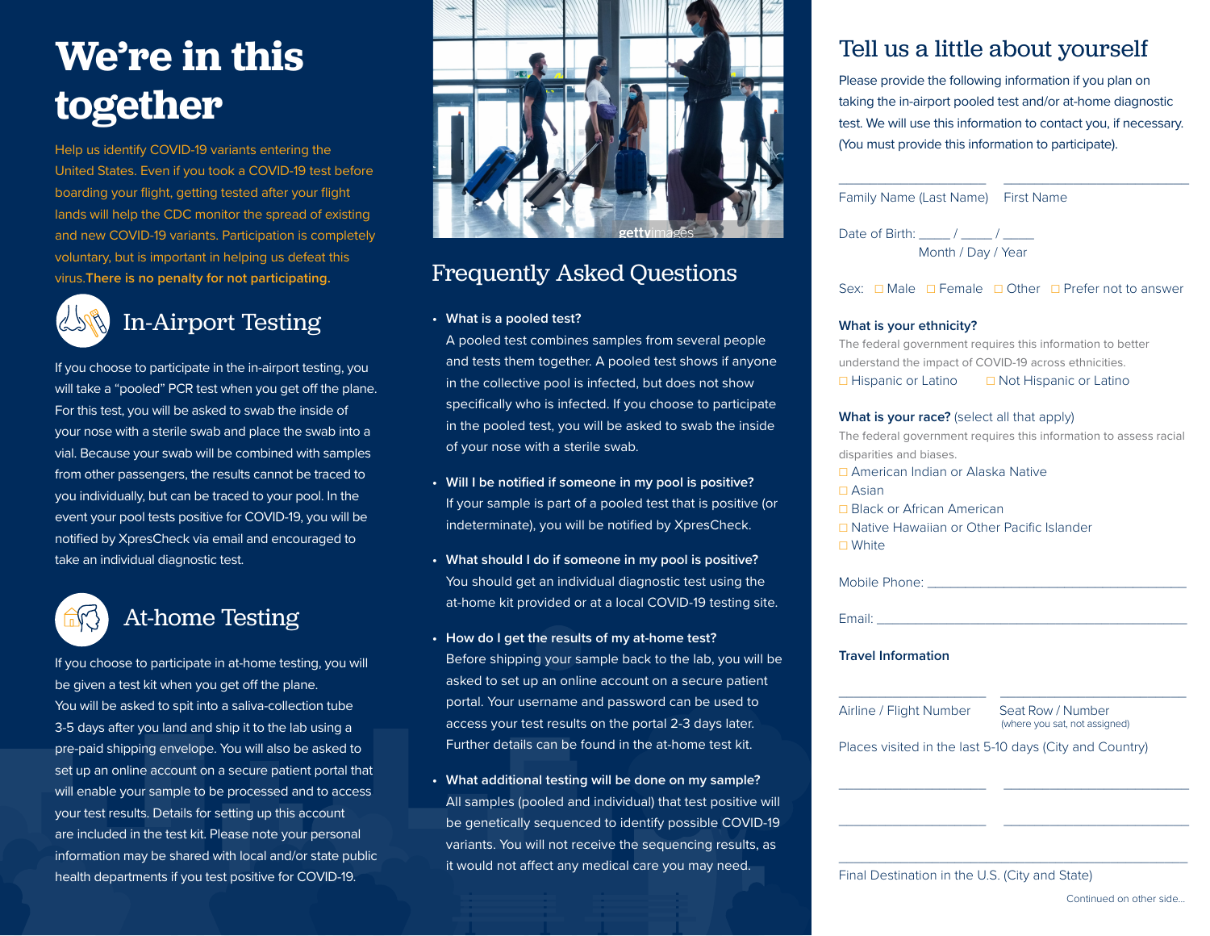# We're in this together

Help us identify COVID-19 variants entering the United States. Even if you took a COVID-19 test before boarding your flight, getting tested after your flight lands will help the CDC monitor the spread of existing and new COVID-19 variants. Participation is completely voluntary, but is important in helping us defeat this virus. **There is no penalty for not participating.**

## In-Airport Testing

If you choose to participate in the in-airport testing, you will take a "pooled" PCR test when you get off the plane. For this test, you will be asked to swab the inside of your nose with a sterile swab and place the swab into a vial. Because your swab will be combined with samples from other passengers, the results cannot be traced to you individually, but can be traced to your pool. In the event your pool tests positive for COVID-19, you will be notified by XpresCheck via email and encouraged to take an individual diagnostic test.

## At-home Testing

If you choose to participate in at-home testing, you will be given a test kit when you get off the plane. You will be asked to spit into a saliva-collection tube 3-5 days after you land and ship it to the lab using a pre-paid shipping envelope. You will also be asked to set up an online account on a secure patient portal that will enable your sample to be processed and to access your test results. Details for setting up this account are included in the test kit. Please note your personal information may be shared with local and/or state public health departments if you test positive for COVID-19.

## Frequently Asked Questions

- **What is a pooled test?**
  A pooled test combines samples from several people and tests them together. A pooled test shows if anyone in the collective pool is infected, but does not show specifically who is infected. If you choose to participate in the pooled test, you will be asked to swab the inside of your nose with a sterile swab.
- **Will I be notified if someone in my pool is positive?**
  If your sample is part of a pooled test that is positive (or indeterminate), you will be notified by XpresCheck.
- **What should I do if someone in my pool is positive?**
  You should get an individual diagnostic test using the at-home kit provided or at a local COVID-19 testing site.
- **How do I get the results of my at-home test?**
  Before shipping your sample back to the lab, you will be asked to set up an online account on a secure patient portal. Your username and password can be used to access your test results on the portal 2-3 days later. Further details can be found in the at-home test kit.
- **What additional testing will be done on my sample?**
  All samples (pooled and individual) that test positive will be genetically sequenced to identify possible COVID-19 variants. You will not receive the sequencing results, as it would not affect any medical care you may need.

## Tell us a little about yourself

Please provide the following information if you plan on taking the in-airport pooled test and/or at-home diagnostic test. We will use this information to contact you, if necessary. (You must provide this information to participate).

_______________ _______________
Family Name (Last Name) First Name

Date of Birth: ____ / ____ / ____
Month / Day / Year

Sex: ☐ Male ☐ Female ☐ Other ☐ Prefer not to answer

**What is your ethnicity?**
The federal government requires this information to better understand the impact of COVID-19 across ethnicities.
☐ Hispanic or Latino ☐ Not Hispanic or Latino

**What is your race?** (select all that apply)
The federal government requires this information to assess racial disparities and biases.
☐ American Indian or Alaska Native
☐ Asian
☐ Black or African American
☐ Native Hawaiian or Other Pacific Islander
☐ White

Mobile Phone: _______________

Email: _______________

**Travel Information**

_______________ _______________
Airline / Flight Number Seat Row / Number
(where you sat, not assigned)

Places visited in the last 5-10 days (City and Country)

_______________ _______________
_______________ _______________

_______________
Final Destination in the U.S. (City and State)

Continued on other side...